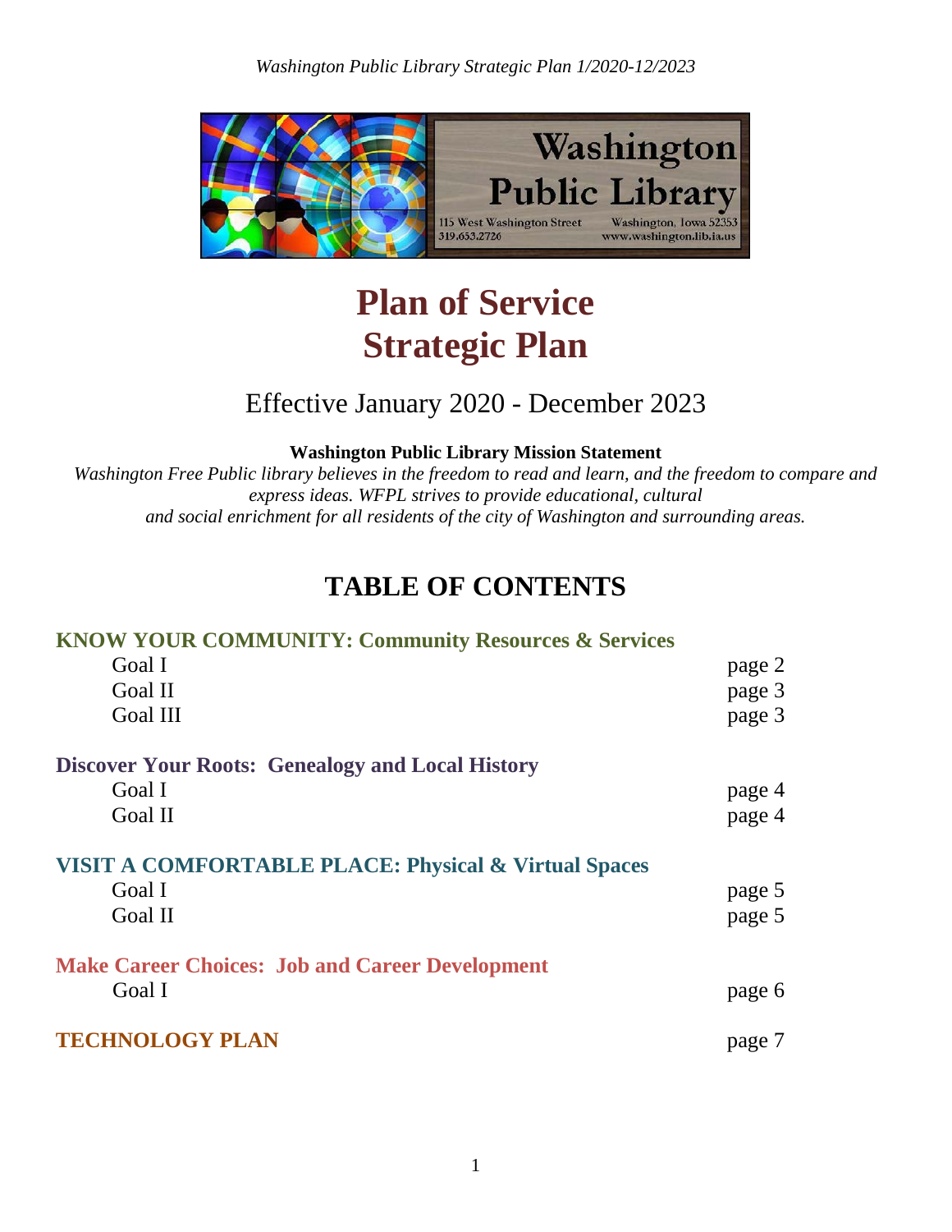# Plan of Service
# Strategic Plan

## Effective January 2020 - December 2023

**Washington Public Library Mission Statement**

*Washington Free Public library believes in the freedom to read and learn, and the freedom to compare and express ideas. WFPL strives to provide educational, cultural and social enrichment for all residents of the city of Washington and surrounding areas.*

## TABLE OF CONTENTS

**KNOW YOUR COMMUNITY: Community Resources & Services**

| | |
|---|---|
| Goal I | page 2 |
| Goal II | page 3 |
| Goal III | page 3 |

**Discover Your Roots: Genealogy and Local History**

| | |
|---|---|
| Goal I | page 4 |
| Goal II | page 4 |

**VISIT A COMFORTABLE PLACE: Physical & Virtual Spaces**

| | |
|---|---|
| Goal I | page 5 |
| Goal II | page 5 |

**Make Career Choices: Job and Career Development**

| | |
|---|---|
| Goal I | page 6 |

**TECHNOLOGY PLAN** page 7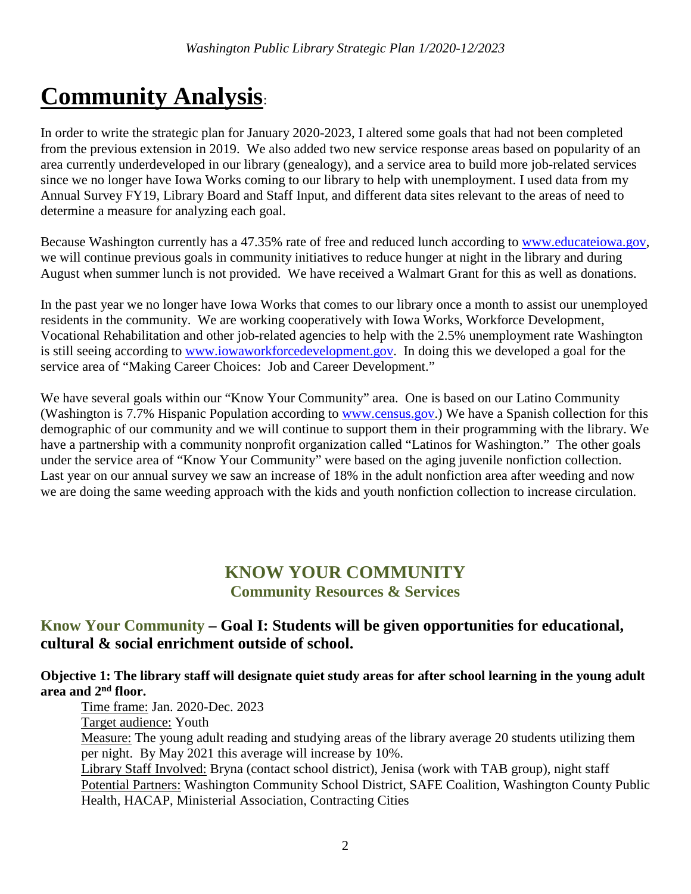# Community Analysis:

In order to write the strategic plan for January 2020-2023, I altered some goals that had not been completed from the previous extension in 2019. We also added two new service response areas based on popularity of an area currently underdeveloped in our library (genealogy), and a service area to build more job-related services since we no longer have Iowa Works coming to our library to help with unemployment. I used data from my Annual Survey FY19, Library Board and Staff Input, and different data sites relevant to the areas of need to determine a measure for analyzing each goal.

Because Washington currently has a 47.35% rate of free and reduced lunch according to www.educateiowa.gov, we will continue previous goals in community initiatives to reduce hunger at night in the library and during August when summer lunch is not provided. We have received a Walmart Grant for this as well as donations.

In the past year we no longer have Iowa Works that comes to our library once a month to assist our unemployed residents in the community. We are working cooperatively with Iowa Works, Workforce Development, Vocational Rehabilitation and other job-related agencies to help with the 2.5% unemployment rate Washington is still seeing according to www.iowaworkforcedevelopment.gov. In doing this we developed a goal for the service area of "Making Career Choices: Job and Career Development."

We have several goals within our "Know Your Community" area. One is based on our Latino Community (Washington is 7.7% Hispanic Population according to www.census.gov.) We have a Spanish collection for this demographic of our community and we will continue to support them in their programming with the library. We have a partnership with a community nonprofit organization called "Latinos for Washington." The other goals under the service area of "Know Your Community" were based on the aging juvenile nonfiction collection. Last year on our annual survey we saw an increase of 18% in the adult nonfiction area after weeding and now we are doing the same weeding approach with the kids and youth nonfiction collection to increase circulation.

## KNOW YOUR COMMUNITY

### Community Resources & Services

### Know Your Community – Goal I: Students will be given opportunities for educational, cultural & social enrichment outside of school.

**Objective 1: The library staff will designate quiet study areas for after school learning in the young adult area and 2nd floor.**

Time frame: Jan. 2020-Dec. 2023
Target audience: Youth
Measure: The young adult reading and studying areas of the library average 20 students utilizing them per night. By May 2021 this average will increase by 10%.
Library Staff Involved: Bryna (contact school district), Jenisa (work with TAB group), night staff
Potential Partners: Washington Community School District, SAFE Coalition, Washington County Public Health, HACAP, Ministerial Association, Contracting Cities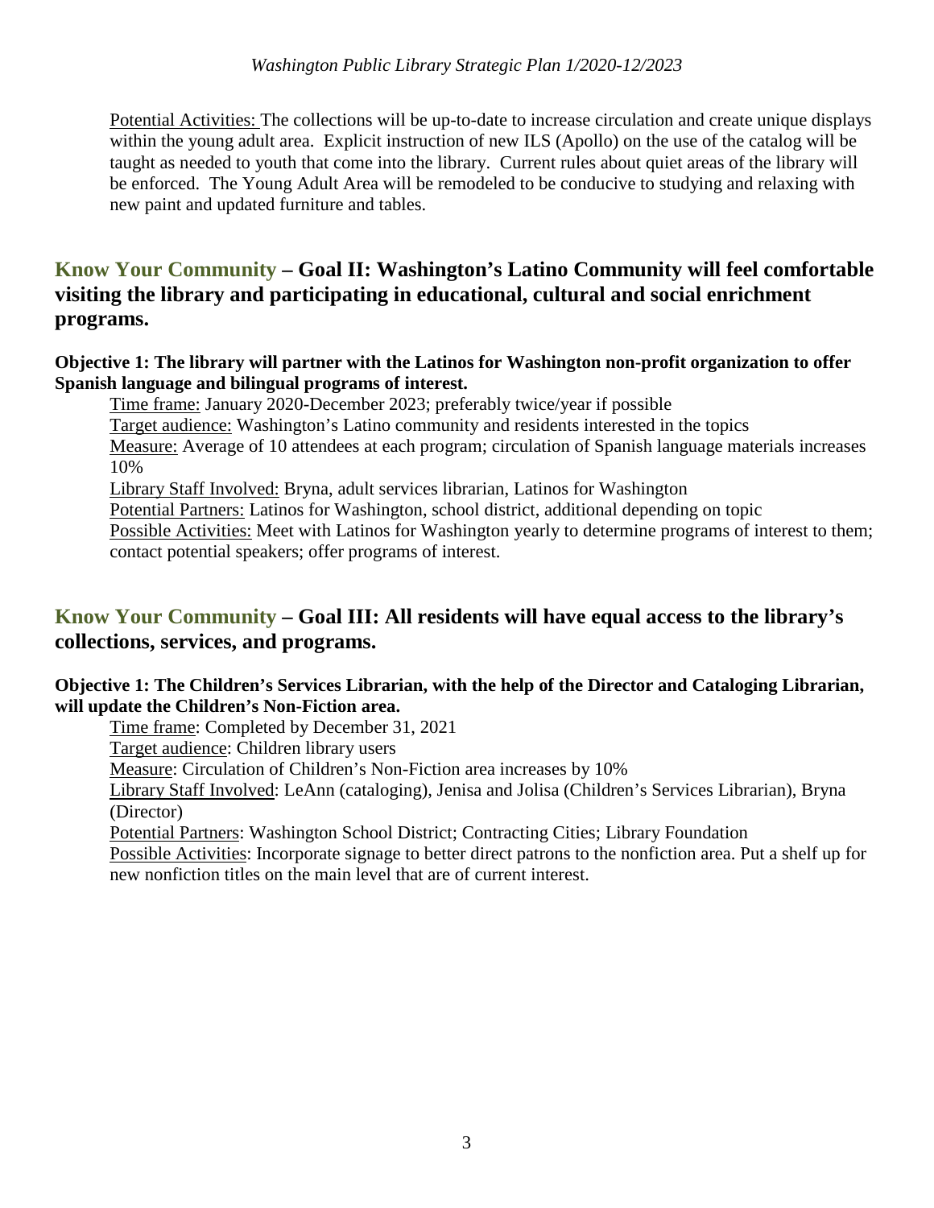Potential Activities: The collections will be up-to-date to increase circulation and create unique displays within the young adult area. Explicit instruction of new ILS (Apollo) on the use of the catalog will be taught as needed to youth that come into the library. Current rules about quiet areas of the library will be enforced. The Young Adult Area will be remodeled to be conducive to studying and relaxing with new paint and updated furniture and tables.

## Know Your Community – Goal II: Washington's Latino Community will feel comfortable visiting the library and participating in educational, cultural and social enrichment programs.

**Objective 1: The library will partner with the Latinos for Washington non-profit organization to offer Spanish language and bilingual programs of interest.**

Time frame: January 2020-December 2023; preferably twice/year if possible

Target audience: Washington's Latino community and residents interested in the topics

Measure: Average of 10 attendees at each program; circulation of Spanish language materials increases 10%

Library Staff Involved: Bryna, adult services librarian, Latinos for Washington

Potential Partners: Latinos for Washington, school district, additional depending on topic

Possible Activities: Meet with Latinos for Washington yearly to determine programs of interest to them; contact potential speakers; offer programs of interest.

## Know Your Community – Goal III: All residents will have equal access to the library's collections, services, and programs.

**Objective 1: The Children's Services Librarian, with the help of the Director and Cataloging Librarian, will update the Children's Non-Fiction area.**

Time frame: Completed by December 31, 2021

Target audience: Children library users

Measure: Circulation of Children's Non-Fiction area increases by 10%

Library Staff Involved: LeAnn (cataloging), Jenisa and Jolisa (Children's Services Librarian), Bryna (Director)

Potential Partners: Washington School District; Contracting Cities; Library Foundation

Possible Activities: Incorporate signage to better direct patrons to the nonfiction area. Put a shelf up for new nonfiction titles on the main level that are of current interest.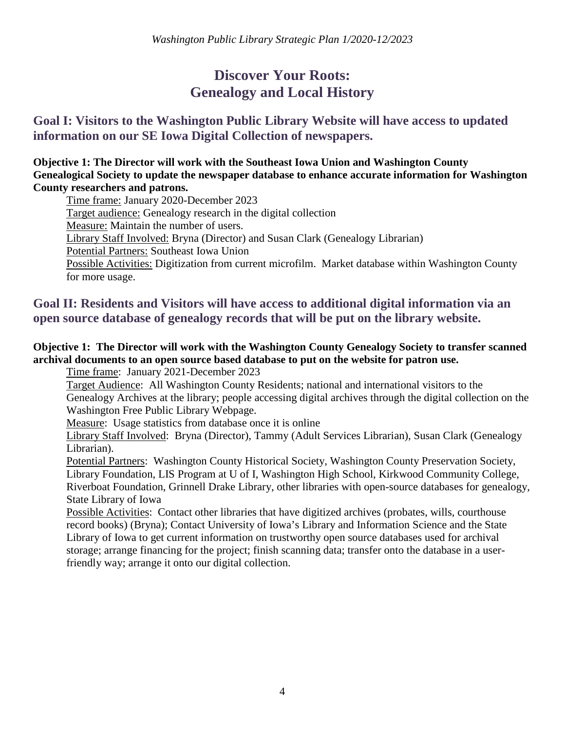# Discover Your Roots: Genealogy and Local History

## Goal I: Visitors to the Washington Public Library Website will have access to updated information on our SE Iowa Digital Collection of newspapers.

**Objective 1: The Director will work with the Southeast Iowa Union and Washington County Genealogical Society to update the newspaper database to enhance accurate information for Washington County researchers and patrons.**

<u>Time frame:</u> January 2020-December 2023
<u>Target audience:</u> Genealogy research in the digital collection
<u>Measure:</u> Maintain the number of users.
<u>Library Staff Involved:</u> Bryna (Director) and Susan Clark (Genealogy Librarian)
<u>Potential Partners:</u> Southeast Iowa Union
<u>Possible Activities:</u> Digitization from current microfilm. Market database within Washington County for more usage.

## Goal II: Residents and Visitors will have access to additional digital information via an open source database of genealogy records that will be put on the library website.

**Objective 1: The Director will work with the Washington County Genealogy Society to transfer scanned archival documents to an open source based database to put on the website for patron use.**

<u>Time frame</u>: January 2021-December 2023
<u>Target Audience</u>: All Washington County Residents; national and international visitors to the Genealogy Archives at the library; people accessing digital archives through the digital collection on the Washington Free Public Library Webpage.
<u>Measure</u>: Usage statistics from database once it is online
<u>Library Staff Involved</u>: Bryna (Director), Tammy (Adult Services Librarian), Susan Clark (Genealogy Librarian).
<u>Potential Partners</u>: Washington County Historical Society, Washington County Preservation Society, Library Foundation, LIS Program at U of I, Washington High School, Kirkwood Community College, Riverboat Foundation, Grinnell Drake Library, other libraries with open-source databases for genealogy, State Library of Iowa
<u>Possible Activities</u>: Contact other libraries that have digitized archives (probates, wills, courthouse record books) (Bryna); Contact University of Iowa's Library and Information Science and the State Library of Iowa to get current information on trustworthy open source databases used for archival storage; arrange financing for the project; finish scanning data; transfer onto the database in a user-friendly way; arrange it onto our digital collection.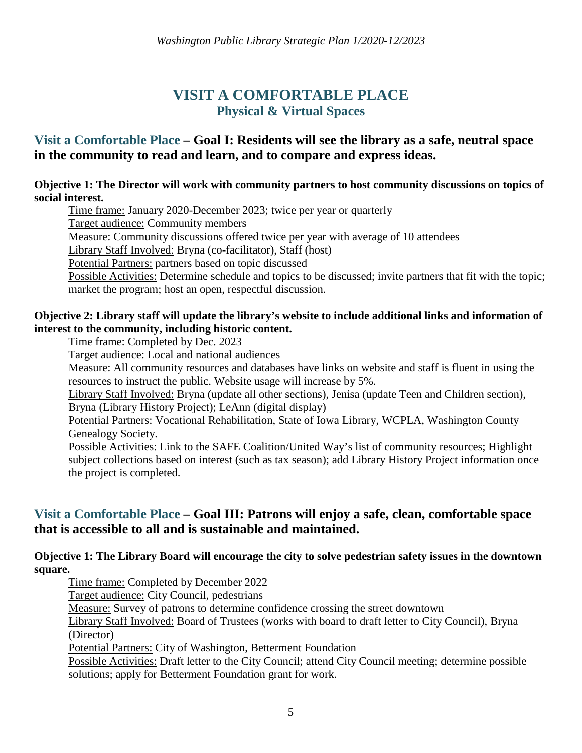# VISIT A COMFORTABLE PLACE

## Physical & Virtual Spaces

### Visit a Comfortable Place – Goal I: Residents will see the library as a safe, neutral space in the community to read and learn, and to compare and express ideas.

**Objective 1: The Director will work with community partners to host community discussions on topics of social interest.**

Time frame: January 2020-December 2023; twice per year or quarterly
Target audience: Community members
Measure: Community discussions offered twice per year with average of 10 attendees
Library Staff Involved: Bryna (co-facilitator), Staff (host)
Potential Partners: partners based on topic discussed
Possible Activities: Determine schedule and topics to be discussed; invite partners that fit with the topic; market the program; host an open, respectful discussion.

**Objective 2: Library staff will update the library's website to include additional links and information of interest to the community, including historic content.**

Time frame: Completed by Dec. 2023
Target audience: Local and national audiences
Measure: All community resources and databases have links on website and staff is fluent in using the resources to instruct the public. Website usage will increase by 5%.
Library Staff Involved: Bryna (update all other sections), Jenisa (update Teen and Children section), Bryna (Library History Project); LeAnn (digital display)
Potential Partners: Vocational Rehabilitation, State of Iowa Library, WCPLA, Washington County Genealogy Society.
Possible Activities: Link to the SAFE Coalition/United Way's list of community resources; Highlight subject collections based on interest (such as tax season); add Library History Project information once the project is completed.

### Visit a Comfortable Place – Goal III: Patrons will enjoy a safe, clean, comfortable space that is accessible to all and is sustainable and maintained.

**Objective 1: The Library Board will encourage the city to solve pedestrian safety issues in the downtown square.**

Time frame: Completed by December 2022
Target audience: City Council, pedestrians
Measure: Survey of patrons to determine confidence crossing the street downtown
Library Staff Involved: Board of Trustees (works with board to draft letter to City Council), Bryna (Director)
Potential Partners: City of Washington, Betterment Foundation
Possible Activities: Draft letter to the City Council; attend City Council meeting; determine possible solutions; apply for Betterment Foundation grant for work.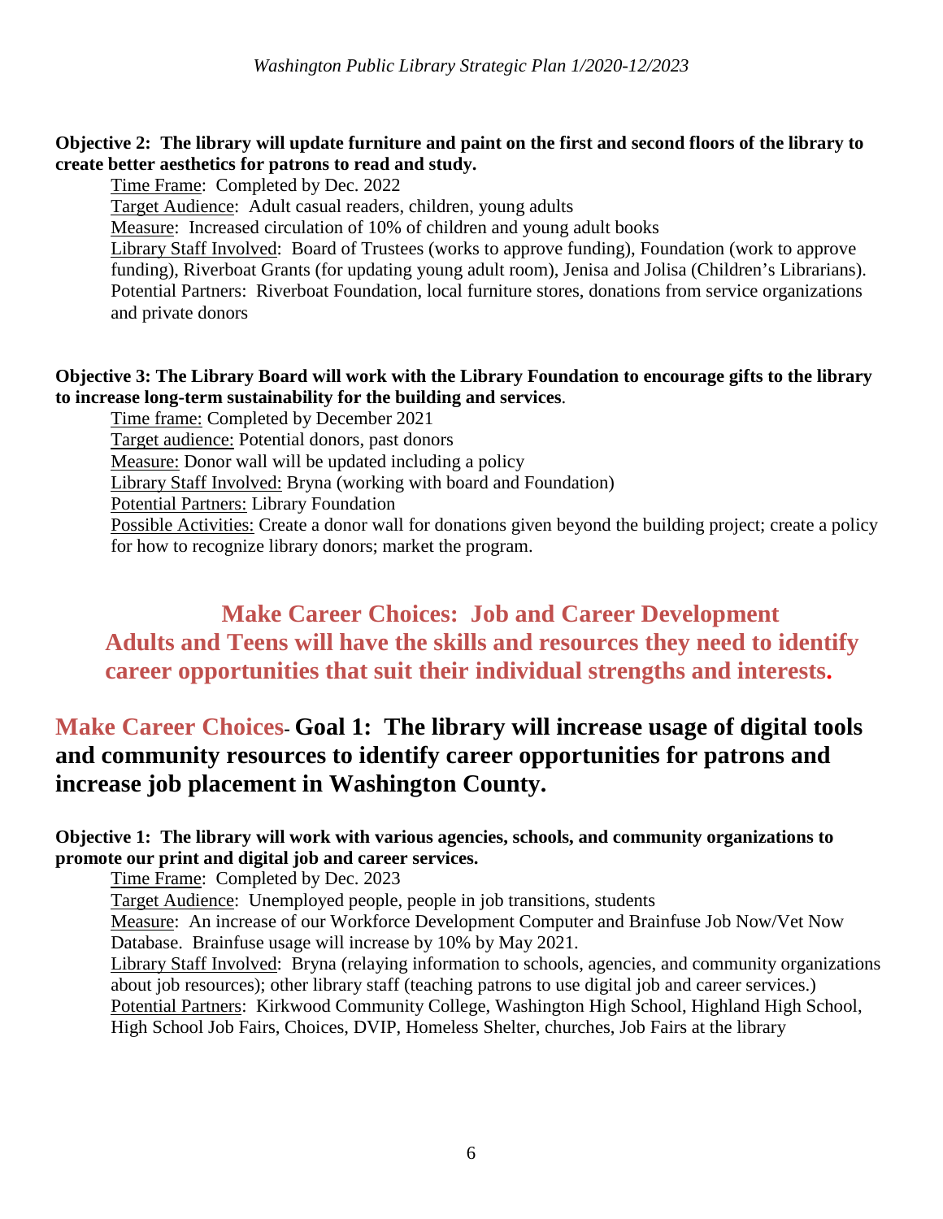**Objective 2: The library will update furniture and paint on the first and second floors of the library to create better aesthetics for patrons to read and study.**

Time Frame: Completed by Dec. 2022
Target Audience: Adult casual readers, children, young adults
Measure: Increased circulation of 10% of children and young adult books
Library Staff Involved: Board of Trustees (works to approve funding), Foundation (work to approve funding), Riverboat Grants (for updating young adult room), Jenisa and Jolisa (Children's Librarians).
Potential Partners: Riverboat Foundation, local furniture stores, donations from service organizations and private donors

**Objective 3: The Library Board will work with the Library Foundation to encourage gifts to the library to increase long-term sustainability for the building and services.**

Time frame: Completed by December 2021
Target audience: Potential donors, past donors
Measure: Donor wall will be updated including a policy
Library Staff Involved: Bryna (working with board and Foundation)
Potential Partners: Library Foundation
Possible Activities: Create a donor wall for donations given beyond the building project; create a policy for how to recognize library donors; market the program.

## Make Career Choices: Job and Career Development
## Adults and Teens will have the skills and resources they need to identify career opportunities that suit their individual strengths and interests.

## Make Career Choices- Goal 1: The library will increase usage of digital tools and community resources to identify career opportunities for patrons and increase job placement in Washington County.

**Objective 1: The library will work with various agencies, schools, and community organizations to promote our print and digital job and career services.**

Time Frame: Completed by Dec. 2023
Target Audience: Unemployed people, people in job transitions, students
Measure: An increase of our Workforce Development Computer and Brainfuse Job Now/Vet Now Database. Brainfuse usage will increase by 10% by May 2021.
Library Staff Involved: Bryna (relaying information to schools, agencies, and community organizations about job resources); other library staff (teaching patrons to use digital job and career services.)
Potential Partners: Kirkwood Community College, Washington High School, Highland High School, High School Job Fairs, Choices, DVIP, Homeless Shelter, churches, Job Fairs at the library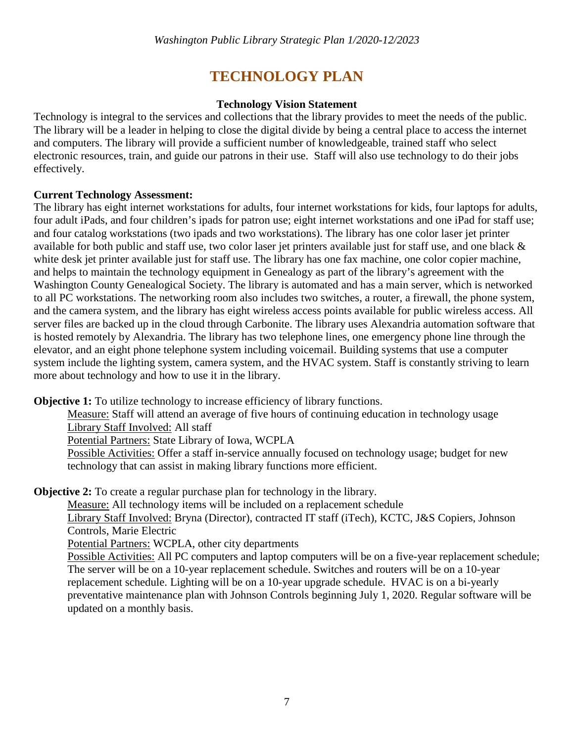# TECHNOLOGY PLAN

**Technology Vision Statement**

Technology is integral to the services and collections that the library provides to meet the needs of the public. The library will be a leader in helping to close the digital divide by being a central place to access the internet and computers. The library will provide a sufficient number of knowledgeable, trained staff who select electronic resources, train, and guide our patrons in their use. Staff will also use technology to do their jobs effectively.

**Current Technology Assessment:**

The library has eight internet workstations for adults, four internet workstations for kids, four laptops for adults, four adult iPads, and four children's ipads for patron use; eight internet workstations and one iPad for staff use; and four catalog workstations (two ipads and two workstations). The library has one color laser jet printer available for both public and staff use, two color laser jet printers available just for staff use, and one black & white desk jet printer available just for staff use. The library has one fax machine, one color copier machine, and helps to maintain the technology equipment in Genealogy as part of the library's agreement with the Washington County Genealogical Society. The library is automated and has a main server, which is networked to all PC workstations. The networking room also includes two switches, a router, a firewall, the phone system, and the camera system, and the library has eight wireless access points available for public wireless access. All server files are backed up in the cloud through Carbonite. The library uses Alexandria automation software that is hosted remotely by Alexandria. The library has two telephone lines, one emergency phone line through the elevator, and an eight phone telephone system including voicemail. Building systems that use a computer system include the lighting system, camera system, and the HVAC system. Staff is constantly striving to learn more about technology and how to use it in the library.

**Objective 1:** To utilize technology to increase efficiency of library functions.

Measure: Staff will attend an average of five hours of continuing education in technology usage
Library Staff Involved: All staff
Potential Partners: State Library of Iowa, WCPLA
Possible Activities: Offer a staff in-service annually focused on technology usage; budget for new technology that can assist in making library functions more efficient.

**Objective 2:** To create a regular purchase plan for technology in the library.

Measure: All technology items will be included on a replacement schedule
Library Staff Involved: Bryna (Director), contracted IT staff (iTech), KCTC, J&S Copiers, Johnson Controls, Marie Electric
Potential Partners: WCPLA, other city departments
Possible Activities: All PC computers and laptop computers will be on a five-year replacement schedule; The server will be on a 10-year replacement schedule. Switches and routers will be on a 10-year replacement schedule. Lighting will be on a 10-year upgrade schedule. HVAC is on a bi-yearly preventative maintenance plan with Johnson Controls beginning July 1, 2020. Regular software will be updated on a monthly basis.